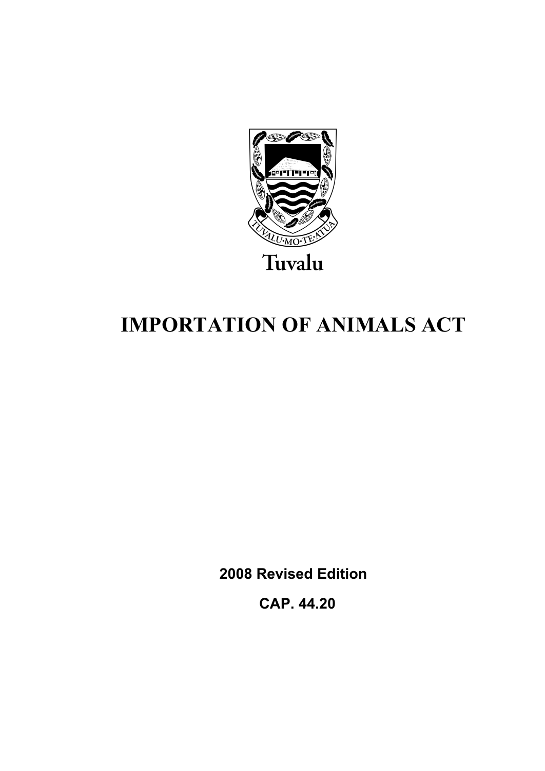TUVALU·MO·TE·ATUA

Tuvalu

# IMPORTATION OF ANIMALS ACT

**2008 Revised Edition**

**CAP. 44.20**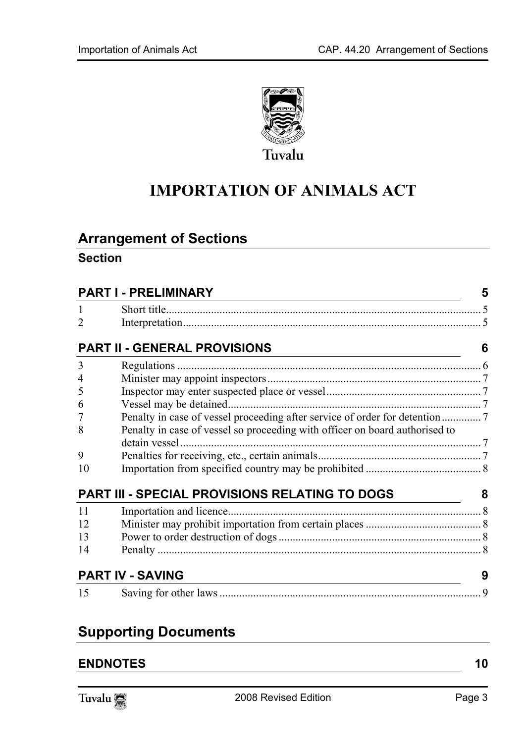Tuvalu

# IMPORTATION OF ANIMALS ACT

## Arrangement of Sections

**Section**

### PART I - PRELIMINARY 5

1 Short title 5
2 Interpretation 5

### PART II - GENERAL PROVISIONS 6

3 Regulations 6
4 Minister may appoint inspectors 7
5 Inspector may enter suspected place or vessel 7
6 Vessel may be detained 7
7 Penalty in case of vessel proceeding after service of order for detention 7
8 Penalty in case of vessel so proceeding with officer on board authorised to detain vessel 7
9 Penalties for receiving, etc., certain animals 7
10 Importation from specified country may be prohibited 8

### PART III - SPECIAL PROVISIONS RELATING TO DOGS 8

11 Importation and licence 8
12 Minister may prohibit importation from certain places 8
13 Power to order destruction of dogs 8
14 Penalty 8

### PART IV - SAVING 9

15 Saving for other laws 9

## Supporting Documents

### ENDNOTES 10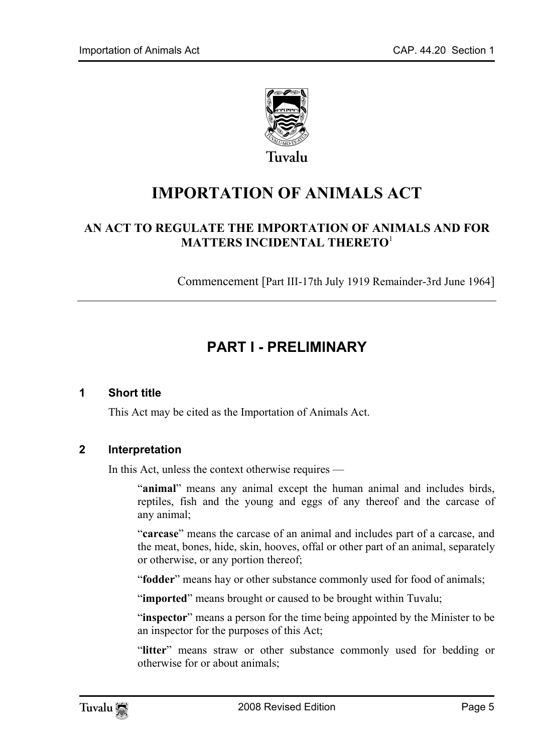Tuvalu

# IMPORTATION OF ANIMALS ACT

### AN ACT TO REGULATE THE IMPORTATION OF ANIMALS AND FOR MATTERS INCIDENTAL THERETO[1]

Commencement [Part III-17th July 1919 Remainder-3rd June 1964]

## PART I - PRELIMINARY

### 1 Short title

This Act may be cited as the Importation of Animals Act.

### 2 Interpretation

In this Act, unless the context otherwise requires —

"**animal**" means any animal except the human animal and includes birds, reptiles, fish and the young and eggs of any thereof and the carcase of any animal;

"**carcase**" means the carcase of an animal and includes part of a carcase, and the meat, bones, hide, skin, hooves, offal or other part of an animal, separately or otherwise, or any portion thereof;

"**fodder**" means hay or other substance commonly used for food of animals;

"**imported**" means brought or caused to be brought within Tuvalu;

"**inspector**" means a person for the time being appointed by the Minister to be an inspector for the purposes of this Act;

"**litter**" means straw or other substance commonly used for bedding or otherwise for or about animals;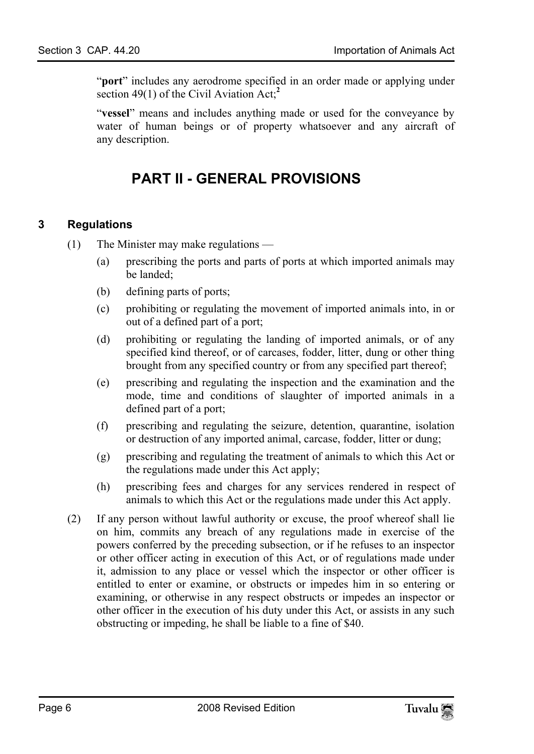"**port**" includes any aerodrome specified in an order made or applying under section 49(1) of the Civil Aviation Act;[2]

"**vessel**" means and includes anything made or used for the conveyance by water of human beings or of property whatsoever and any aircraft of any description.

# PART II - GENERAL PROVISIONS

### 3 Regulations

(1) The Minister may make regulations —

(a) prescribing the ports and parts of ports at which imported animals may be landed;

(b) defining parts of ports;

(c) prohibiting or regulating the movement of imported animals into, in or out of a defined part of a port;

(d) prohibiting or regulating the landing of imported animals, or of any specified kind thereof, or of carcases, fodder, litter, dung or other thing brought from any specified country or from any specified part thereof;

(e) prescribing and regulating the inspection and the examination and the mode, time and conditions of slaughter of imported animals in a defined part of a port;

(f) prescribing and regulating the seizure, detention, quarantine, isolation or destruction of any imported animal, carcase, fodder, litter or dung;

(g) prescribing and regulating the treatment of animals to which this Act or the regulations made under this Act apply;

(h) prescribing fees and charges for any services rendered in respect of animals to which this Act or the regulations made under this Act apply.

(2) If any person without lawful authority or excuse, the proof whereof shall lie on him, commits any breach of any regulations made in exercise of the powers conferred by the preceding subsection, or if he refuses to an inspector or other officer acting in execution of this Act, or of regulations made under it, admission to any place or vessel which the inspector or other officer is entitled to enter or examine, or obstructs or impedes him in so entering or examining, or otherwise in any respect obstructs or impedes an inspector or other officer in the execution of his duty under this Act, or assists in any such obstructing or impeding, he shall be liable to a fine of $40.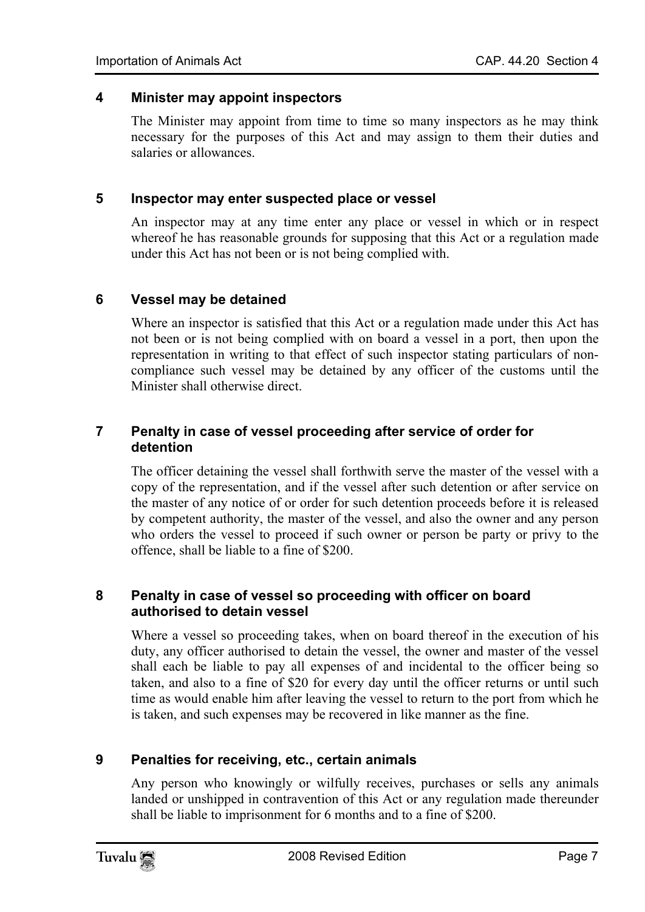## 4 Minister may appoint inspectors

The Minister may appoint from time to time so many inspectors as he may think necessary for the purposes of this Act and may assign to them their duties and salaries or allowances.

## 5 Inspector may enter suspected place or vessel

An inspector may at any time enter any place or vessel in which or in respect whereof he has reasonable grounds for supposing that this Act or a regulation made under this Act has not been or is not being complied with.

## 6 Vessel may be detained

Where an inspector is satisfied that this Act or a regulation made under this Act has not been or is not being complied with on board a vessel in a port, then upon the representation in writing to that effect of such inspector stating particulars of non-compliance such vessel may be detained by any officer of the customs until the Minister shall otherwise direct.

## 7 Penalty in case of vessel proceeding after service of order for detention

The officer detaining the vessel shall forthwith serve the master of the vessel with a copy of the representation, and if the vessel after such detention or after service on the master of any notice of or order for such detention proceeds before it is released by competent authority, the master of the vessel, and also the owner and any person who orders the vessel to proceed if such owner or person be party or privy to the offence, shall be liable to a fine of $200.

## 8 Penalty in case of vessel so proceeding with officer on board authorised to detain vessel

Where a vessel so proceeding takes, when on board thereof in the execution of his duty, any officer authorised to detain the vessel, the owner and master of the vessel shall each be liable to pay all expenses of and incidental to the officer being so taken, and also to a fine of $20 for every day until the officer returns or until such time as would enable him after leaving the vessel to return to the port from which he is taken, and such expenses may be recovered in like manner as the fine.

## 9 Penalties for receiving, etc., certain animals

Any person who knowingly or wilfully receives, purchases or sells any animals landed or unshipped in contravention of this Act or any regulation made thereunder shall be liable to imprisonment for 6 months and to a fine of $200.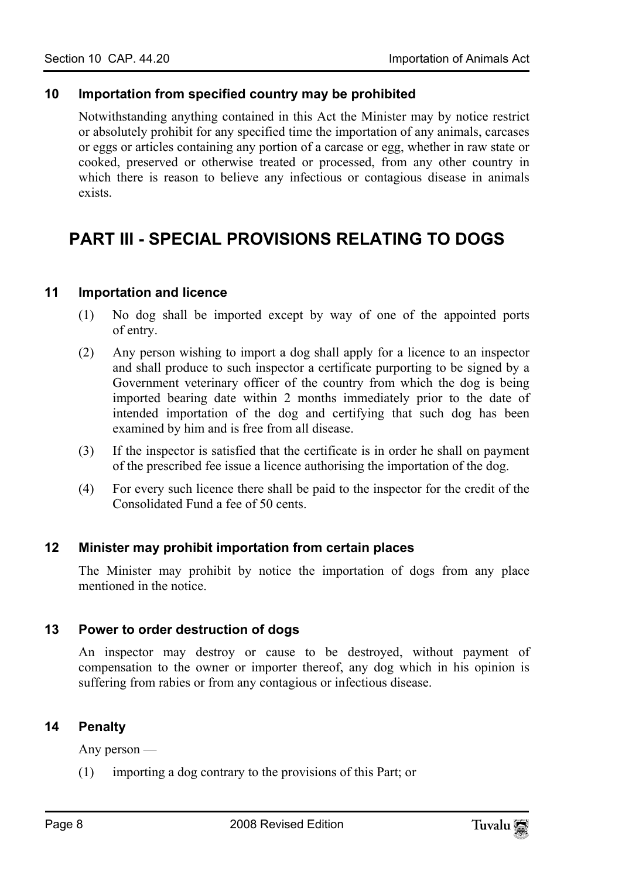### 10 Importation from specified country may be prohibited

Notwithstanding anything contained in this Act the Minister may by notice restrict or absolutely prohibit for any specified time the importation of any animals, carcases or eggs or articles containing any portion of a carcase or egg, whether in raw state or cooked, preserved or otherwise treated or processed, from any other country in which there is reason to believe any infectious or contagious disease in animals exists.

## PART III - SPECIAL PROVISIONS RELATING TO DOGS

### 11 Importation and licence

(1) No dog shall be imported except by way of one of the appointed ports of entry.

(2) Any person wishing to import a dog shall apply for a licence to an inspector and shall produce to such inspector a certificate purporting to be signed by a Government veterinary officer of the country from which the dog is being imported bearing date within 2 months immediately prior to the date of intended importation of the dog and certifying that such dog has been examined by him and is free from all disease.

(3) If the inspector is satisfied that the certificate is in order he shall on payment of the prescribed fee issue a licence authorising the importation of the dog.

(4) For every such licence there shall be paid to the inspector for the credit of the Consolidated Fund a fee of 50 cents.

### 12 Minister may prohibit importation from certain places

The Minister may prohibit by notice the importation of dogs from any place mentioned in the notice.

### 13 Power to order destruction of dogs

An inspector may destroy or cause to be destroyed, without payment of compensation to the owner or importer thereof, any dog which in his opinion is suffering from rabies or from any contagious or infectious disease.

### 14 Penalty

Any person —

(1) importing a dog contrary to the provisions of this Part; or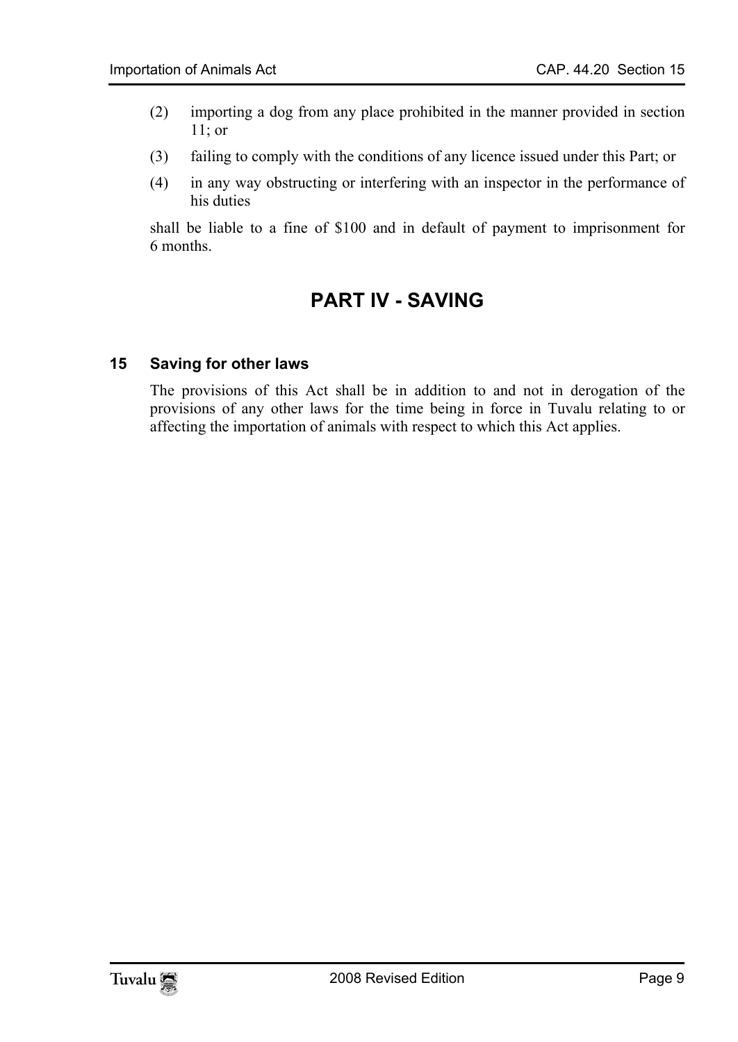(2) importing a dog from any place prohibited in the manner provided in section 11; or

(3) failing to comply with the conditions of any licence issued under this Part; or

(4) in any way obstructing or interfering with an inspector in the performance of his duties

shall be liable to a fine of $100 and in default of payment to imprisonment for 6 months.

# PART IV - SAVING

### 15 Saving for other laws

The provisions of this Act shall be in addition to and not in derogation of the provisions of any other laws for the time being in force in Tuvalu relating to or affecting the importation of animals with respect to which this Act applies.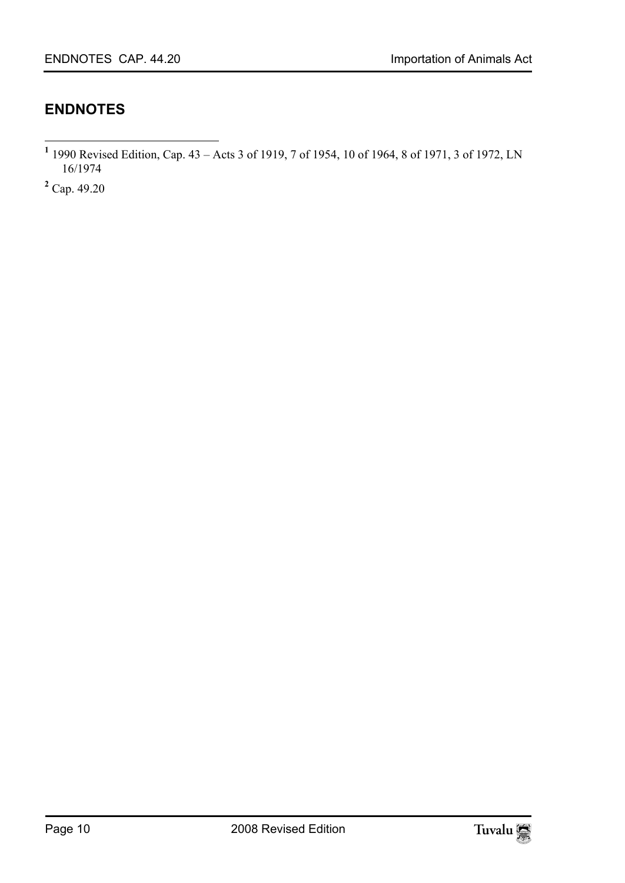## ENDNOTES

[1] 1990 Revised Edition, Cap. 43 – Acts 3 of 1919, 7 of 1954, 10 of 1964, 8 of 1971, 3 of 1972, LN 16/1974

[2] Cap. 49.20